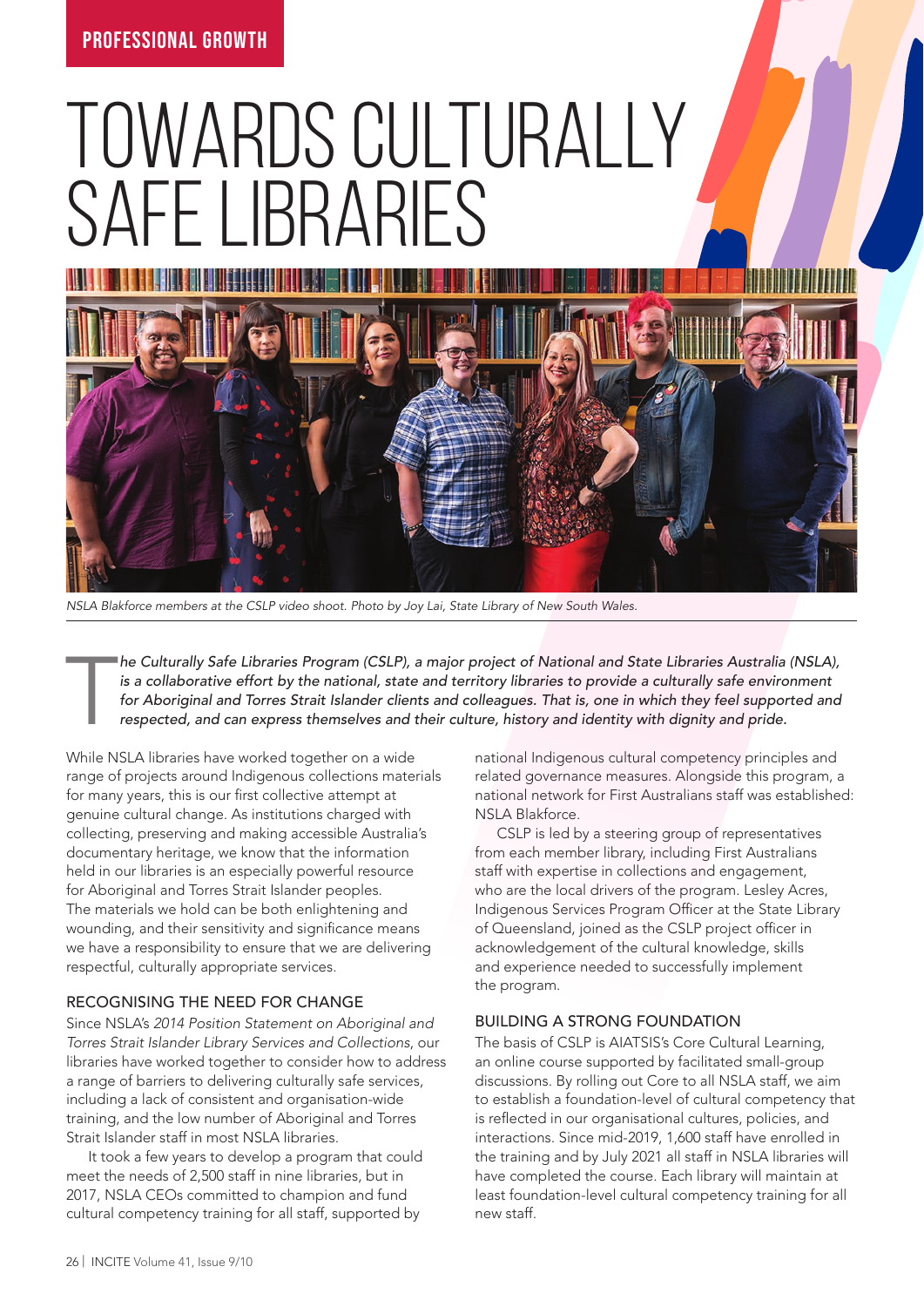PROFESSIONAL GROWTH

# TOWARDS CULTURALLY SAFE LIBRARIES

*NSLA Blakforce members at the CSLP video shoot. Photo by Joy Lai, State Library of New South Wales.*

*The Culturally Safe Libraries Program (CSLP), a major project of National and State Libraries Australia (NSLA), is a collaborative effort by the national, state and territory libraries to provide a culturally safe environment for Aboriginal and Torres Strait Islander clients and colleagues. That is, one in which they feel supported and respected, and can express themselves and their culture, history and identity with dignity and pride.*

While NSLA libraries have worked together on a wide range of projects around Indigenous collections materials for many years, this is our first collective attempt at genuine cultural change. As institutions charged with collecting, preserving and making accessible Australia's documentary heritage, we know that the information held in our libraries is an especially powerful resource for Aboriginal and Torres Strait Islander peoples. The materials we hold can be both enlightening and wounding, and their sensitivity and significance means we have a responsibility to ensure that we are delivering respectful, culturally appropriate services.

## RECOGNISING THE NEED FOR CHANGE

Since NSLA's *2014 Position Statement on Aboriginal and Torres Strait Islander Library Services and Collections*, our libraries have worked together to consider how to address a range of barriers to delivering culturally safe services, including a lack of consistent and organisation-wide training, and the low number of Aboriginal and Torres Strait Islander staff in most NSLA libraries.

It took a few years to develop a program that could meet the needs of 2,500 staff in nine libraries, but in 2017, NSLA CEOs committed to champion and fund cultural competency training for all staff, supported by national Indigenous cultural competency principles and related governance measures. Alongside this program, a national network for First Australians staff was established: NSLA Blakforce.

CSLP is led by a steering group of representatives from each member library, including First Australians staff with expertise in collections and engagement, who are the local drivers of the program. Lesley Acres, Indigenous Services Program Officer at the State Library of Queensland, joined as the CSLP project officer in acknowledgement of the cultural knowledge, skills and experience needed to successfully implement the program.

## BUILDING A STRONG FOUNDATION

The basis of CSLP is AIATSIS's Core Cultural Learning, an online course supported by facilitated small-group discussions. By rolling out Core to all NSLA staff, we aim to establish a foundation-level of cultural competency that is reflected in our organisational cultures, policies, and interactions. Since mid-2019, 1,600 staff have enrolled in the training and by July 2021 all staff in NSLA libraries will have completed the course. Each library will maintain at least foundation-level cultural competency training for all new staff.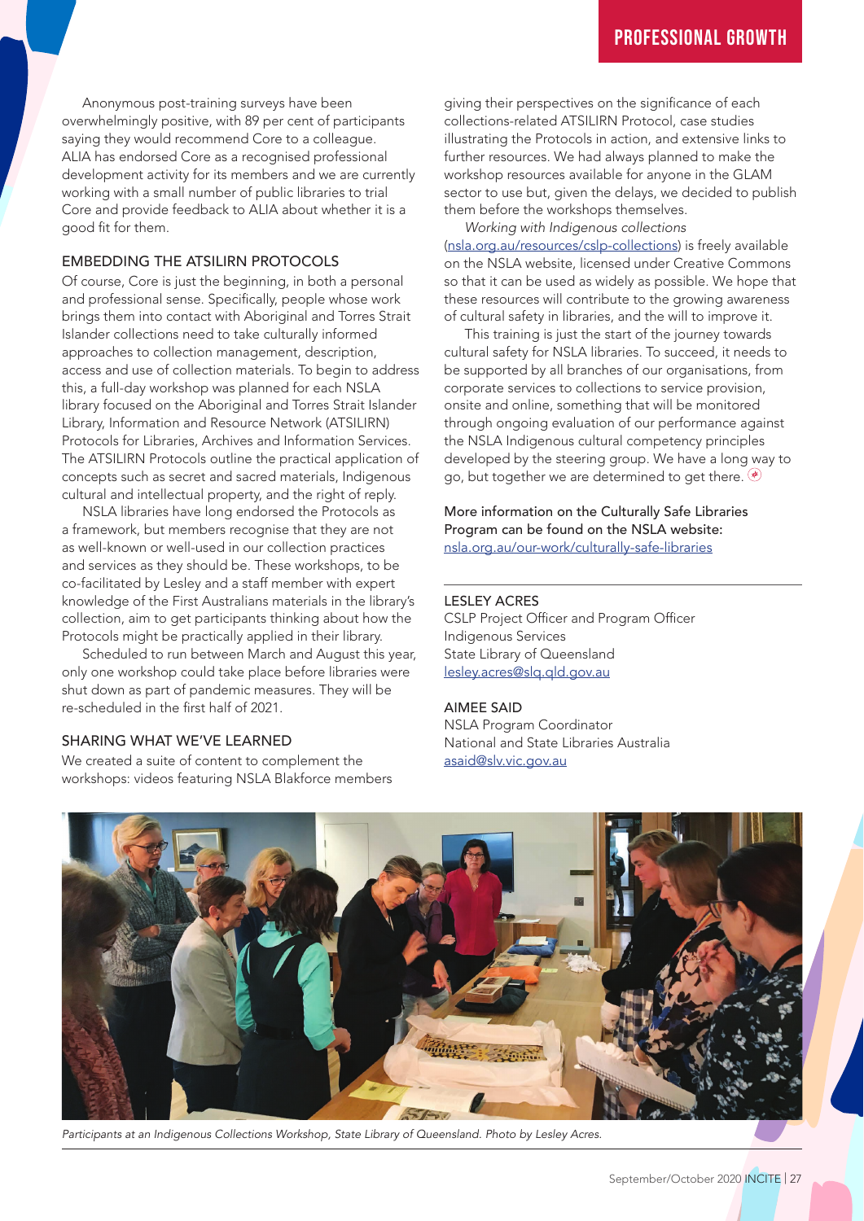Anonymous post-training surveys have been overwhelmingly positive, with 89 per cent of participants saying they would recommend Core to a colleague. ALIA has endorsed Core as a recognised professional development activity for its members and we are currently working with a small number of public libraries to trial Core and provide feedback to ALIA about whether it is a good fit for them.

## EMBEDDING THE ATSILIRN PROTOCOLS

Of course, Core is just the beginning, in both a personal and professional sense. Specifically, people whose work brings them into contact with Aboriginal and Torres Strait Islander collections need to take culturally informed approaches to collection management, description, access and use of collection materials. To begin to address this, a full-day workshop was planned for each NSLA library focused on the Aboriginal and Torres Strait Islander Library, Information and Resource Network (ATSILIRN) Protocols for Libraries, Archives and Information Services. The ATSILIRN Protocols outline the practical application of concepts such as secret and sacred materials, Indigenous cultural and intellectual property, and the right of reply.

NSLA libraries have long endorsed the Protocols as a framework, but members recognise that they are not as well-known or well-used in our collection practices and services as they should be. These workshops, to be co-facilitated by Lesley and a staff member with expert knowledge of the First Australians materials in the library's collection, aim to get participants thinking about how the Protocols might be practically applied in their library.

Scheduled to run between March and August this year, only one workshop could take place before libraries were shut down as part of pandemic measures. They will be re-scheduled in the first half of 2021.

## SHARING WHAT WE'VE LEARNED

We created a suite of content to complement the workshops: videos featuring NSLA Blakforce members giving their perspectives on the significance of each collections-related ATSILIRN Protocol, case studies illustrating the Protocols in action, and extensive links to further resources. We had always planned to make the workshop resources available for anyone in the GLAM sector to use but, given the delays, we decided to publish them before the workshops themselves.

*Working with Indigenous collections* (nsla.org.au/resources/cslp-collections) is freely available on the NSLA website, licensed under Creative Commons so that it can be used as widely as possible. We hope that these resources will contribute to the growing awareness of cultural safety in libraries, and the will to improve it.

This training is just the start of the journey towards cultural safety for NSLA libraries. To succeed, it needs to be supported by all branches of our organisations, from corporate services to collections to service provision, onsite and online, something that will be monitored through ongoing evaluation of our performance against the NSLA Indigenous cultural competency principles developed by the steering group. We have a long way to go, but together we are determined to get there.

More information on the Culturally Safe Libraries Program can be found on the NSLA website: nsla.org.au/our-work/culturally-safe-libraries

---

**LESLEY ACRES**
CSLP Project Officer and Program Officer
Indigenous Services
State Library of Queensland
lesley.acres@slq.qld.gov.au

**AIMEE SAID**
NSLA Program Coordinator
National and State Libraries Australia
asaid@slv.vic.gov.au

*Participants at an Indigenous Collections Workshop, State Library of Queensland. Photo by Lesley Acres.*